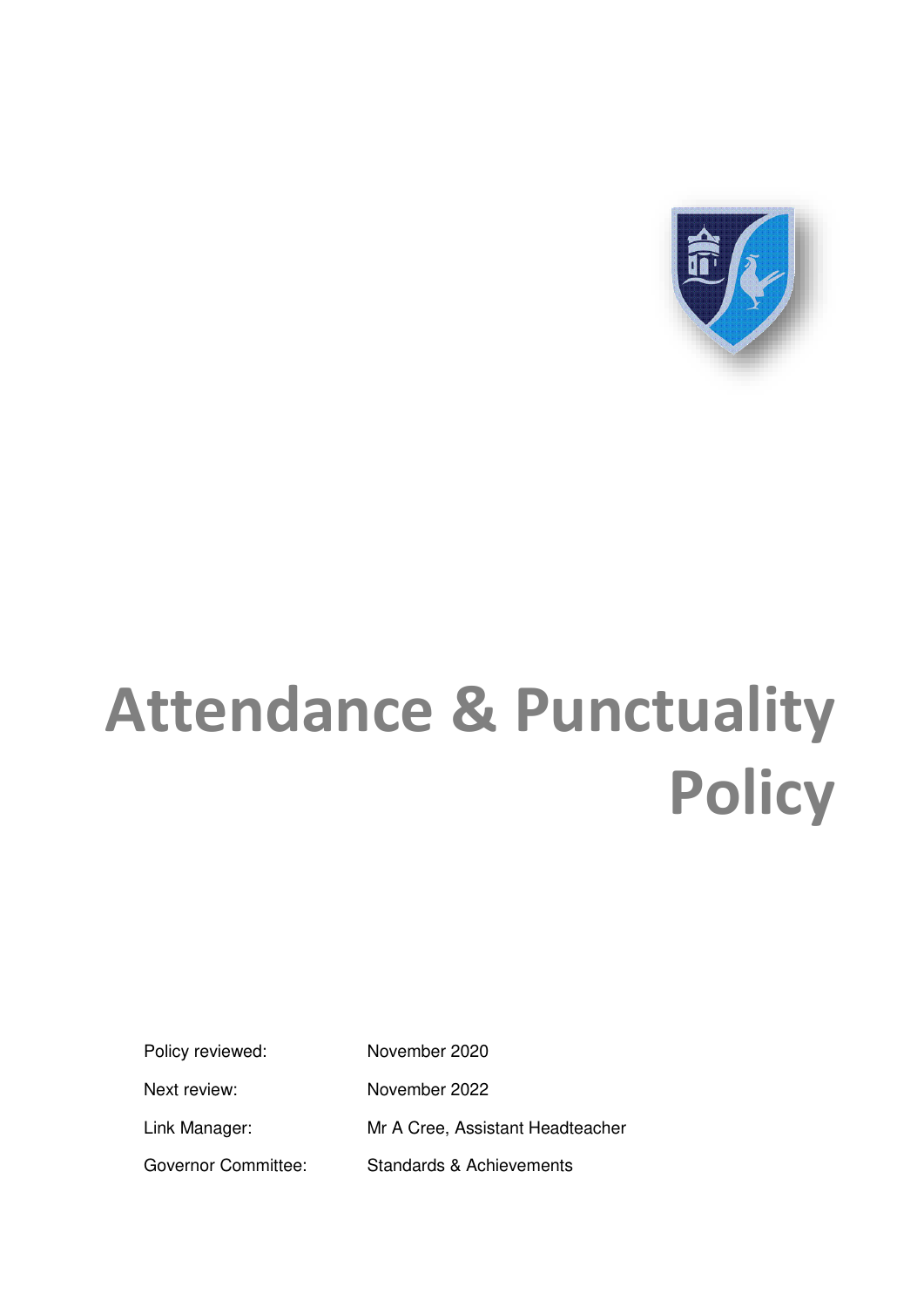# Attendance & Punctuality Policy

| | |
|---|---|
| Policy reviewed: | November 2020 |
| Next review: | November 2022 |
| Link Manager: | Mr A Cree, Assistant Headteacher |
| Governor Committee: | Standards & Achievements |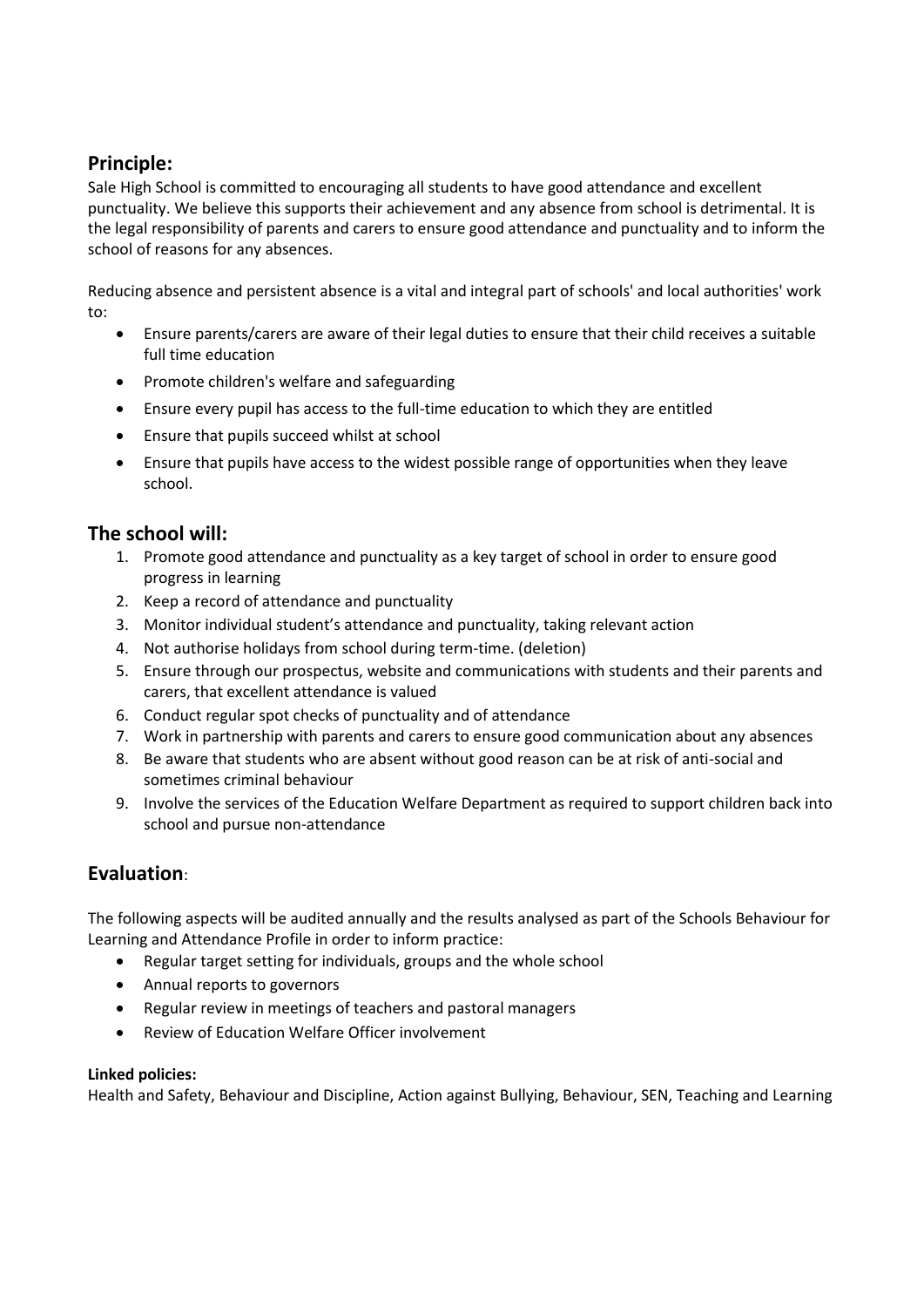## Principle:

Sale High School is committed to encouraging all students to have good attendance and excellent punctuality. We believe this supports their achievement and any absence from school is detrimental. It is the legal responsibility of parents and carers to ensure good attendance and punctuality and to inform the school of reasons for any absences.

Reducing absence and persistent absence is a vital and integral part of schools' and local authorities' work to:

- Ensure parents/carers are aware of their legal duties to ensure that their child receives a suitable full time education
- Promote children's welfare and safeguarding
- Ensure every pupil has access to the full-time education to which they are entitled
- Ensure that pupils succeed whilst at school
- Ensure that pupils have access to the widest possible range of opportunities when they leave school.

## The school will:

1. Promote good attendance and punctuality as a key target of school in order to ensure good progress in learning
2. Keep a record of attendance and punctuality
3. Monitor individual student's attendance and punctuality, taking relevant action
4. Not authorise holidays from school during term-time. (deletion)
5. Ensure through our prospectus, website and communications with students and their parents and carers, that excellent attendance is valued
6. Conduct regular spot checks of punctuality and of attendance
7. Work in partnership with parents and carers to ensure good communication about any absences
8. Be aware that students who are absent without good reason can be at risk of anti-social and sometimes criminal behaviour
9. Involve the services of the Education Welfare Department as required to support children back into school and pursue non-attendance

## Evaluation:

The following aspects will be audited annually and the results analysed as part of the Schools Behaviour for Learning and Attendance Profile in order to inform practice:

- Regular target setting for individuals, groups and the whole school
- Annual reports to governors
- Regular review in meetings of teachers and pastoral managers
- Review of Education Welfare Officer involvement

**Linked policies:**

Health and Safety, Behaviour and Discipline, Action against Bullying, Behaviour, SEN, Teaching and Learning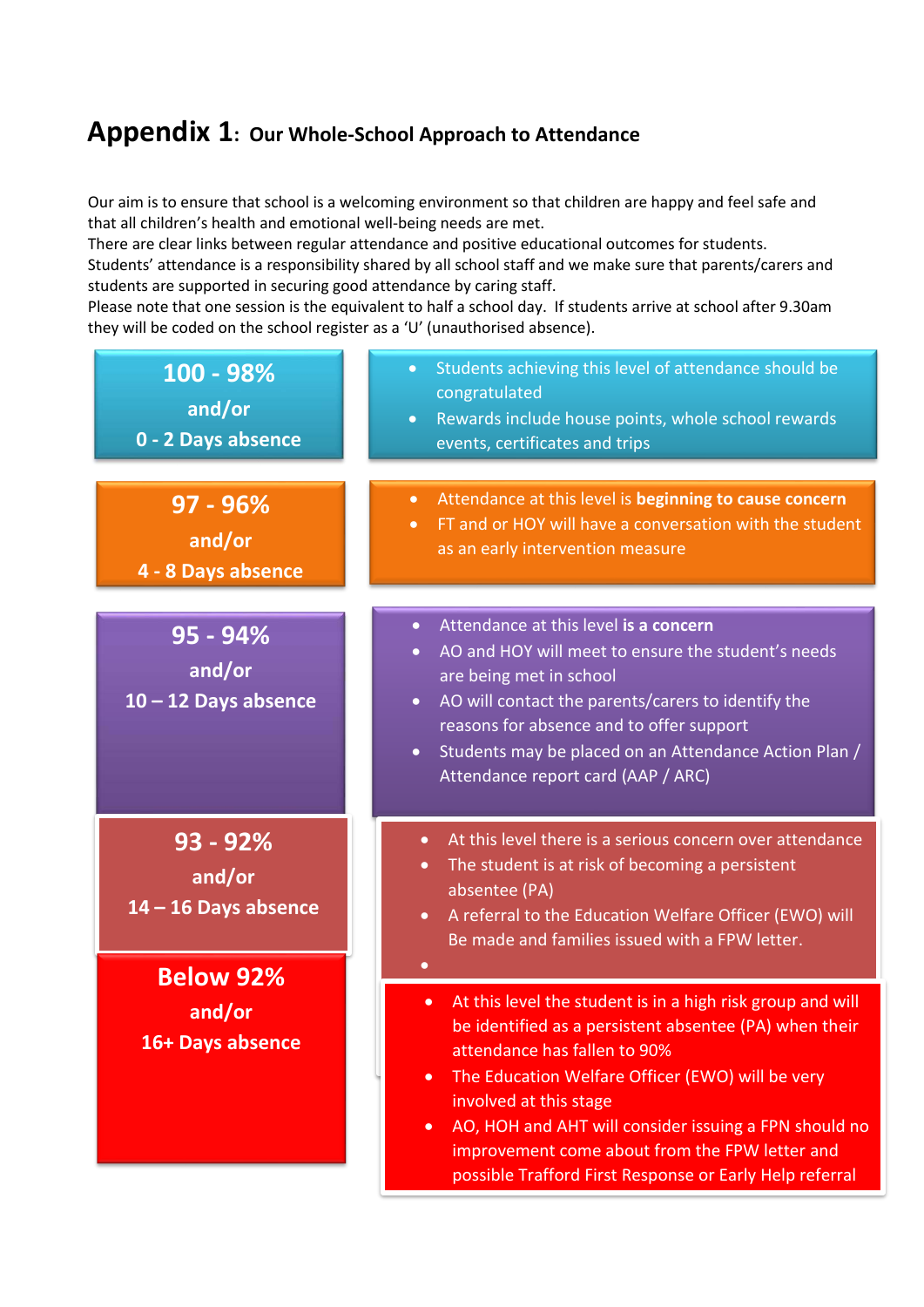# Appendix 1: Our Whole-School Approach to Attendance

Our aim is to ensure that school is a welcoming environment so that children are happy and feel safe and that all children's health and emotional well-being needs are met.
There are clear links between regular attendance and positive educational outcomes for students.
Students' attendance is a responsibility shared by all school staff and we make sure that parents/carers and students are supported in securing good attendance by caring staff.
Please note that one session is the equivalent to half a school day. If students arrive at school after 9.30am they will be coded on the school register as a 'U' (unauthorised absence).

| Attendance level | Action |
| --- | --- |
| **100 - 98%** and/or **0 - 2 Days absence** | • Students achieving this level of attendance should be congratulated<br>• Rewards include house points, whole school rewards events, certificates and trips |
| **97 - 96%** and/or **4 - 8 Days absence** | • Attendance at this level is **beginning to cause concern**<br>• FT and or HOY will have a conversation with the student as an early intervention measure |
| **95 - 94%** and/or **10 – 12 Days absence** | • Attendance at this level **is a concern**<br>• AO and HOY will meet to ensure the student's needs are being met in school<br>• AO will contact the parents/carers to identify the reasons for absence and to offer support<br>• Students may be placed on an Attendance Action Plan / Attendance report card (AAP / ARC) |
| **93 - 92%** and/or **14 – 16 Days absence** | • At this level there is a serious concern over attendance<br>• The student is at risk of becoming a persistent absentee (PA)<br>• A referral to the Education Welfare Officer (EWO) will Be made and families issued with a FPW letter.<br>• |
| **Below 92%** and/or **16+ Days absence** | • At this level the student is in a high risk group and will be identified as a persistent absentee (PA) when their attendance has fallen to 90%<br>• The Education Welfare Officer (EWO) will be very involved at this stage<br>• AO, HOH and AHT will consider issuing a FPN should no improvement come about from the FPW letter and possible Trafford First Response or Early Help referral |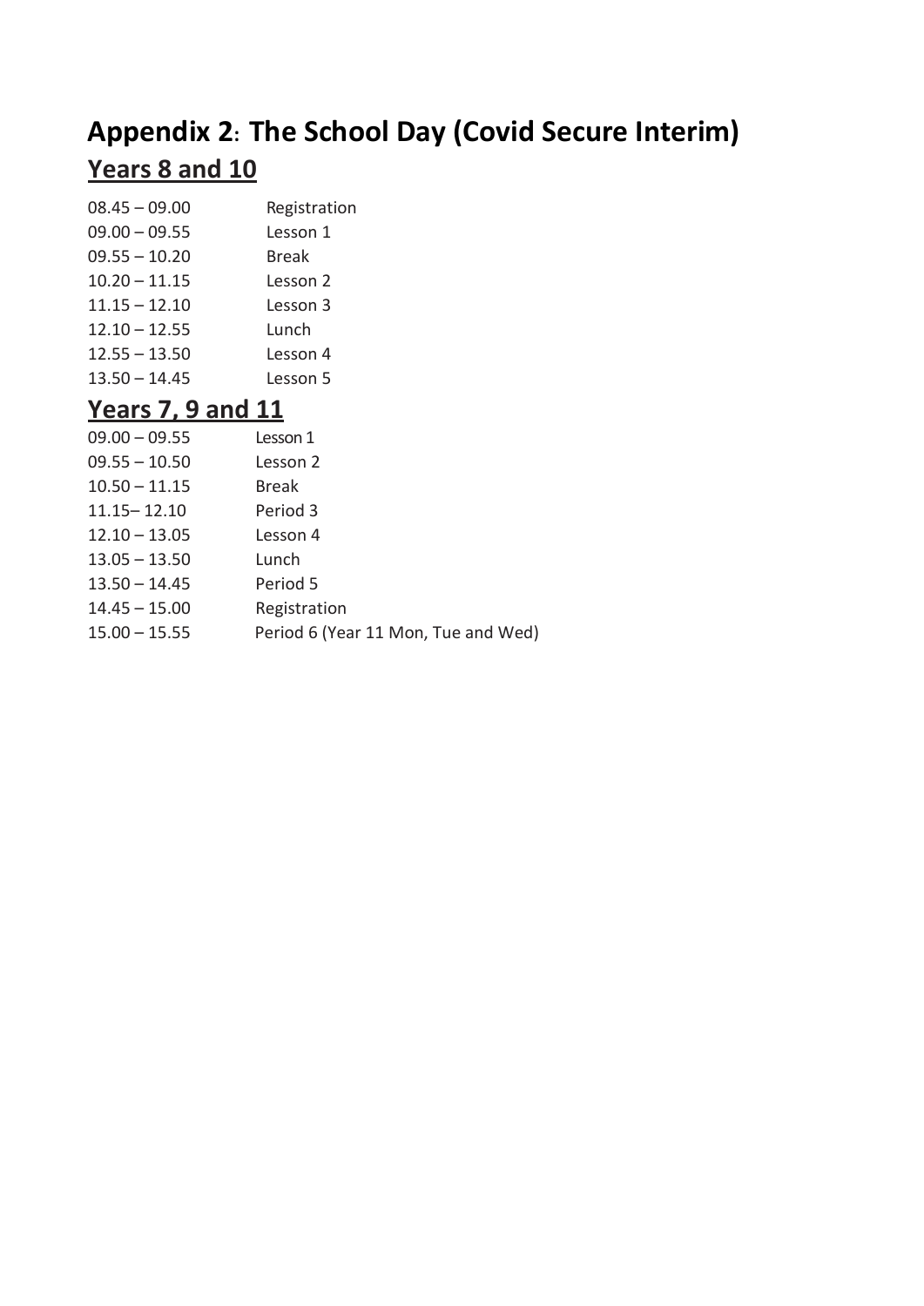# Appendix 2: The School Day (Covid Secure Interim)

## Years 8 and 10

| | |
|---|---|
| 08.45 – 09.00 | Registration |
| 09.00 – 09.55 | Lesson 1 |
| 09.55 – 10.20 | Break |
| 10.20 – 11.15 | Lesson 2 |
| 11.15 – 12.10 | Lesson 3 |
| 12.10 – 12.55 | Lunch |
| 12.55 – 13.50 | Lesson 4 |
| 13.50 – 14.45 | Lesson 5 |

## Years 7, 9 and 11

| | |
|---|---|
| 09.00 – 09.55 | Lesson 1 |
| 09.55 – 10.50 | Lesson 2 |
| 10.50 – 11.15 | Break |
| 11.15– 12.10 | Period 3 |
| 12.10 – 13.05 | Lesson 4 |
| 13.05 – 13.50 | Lunch |
| 13.50 – 14.45 | Period 5 |
| 14.45 – 15.00 | Registration |
| 15.00 – 15.55 | Period 6 (Year 11 Mon, Tue and Wed) |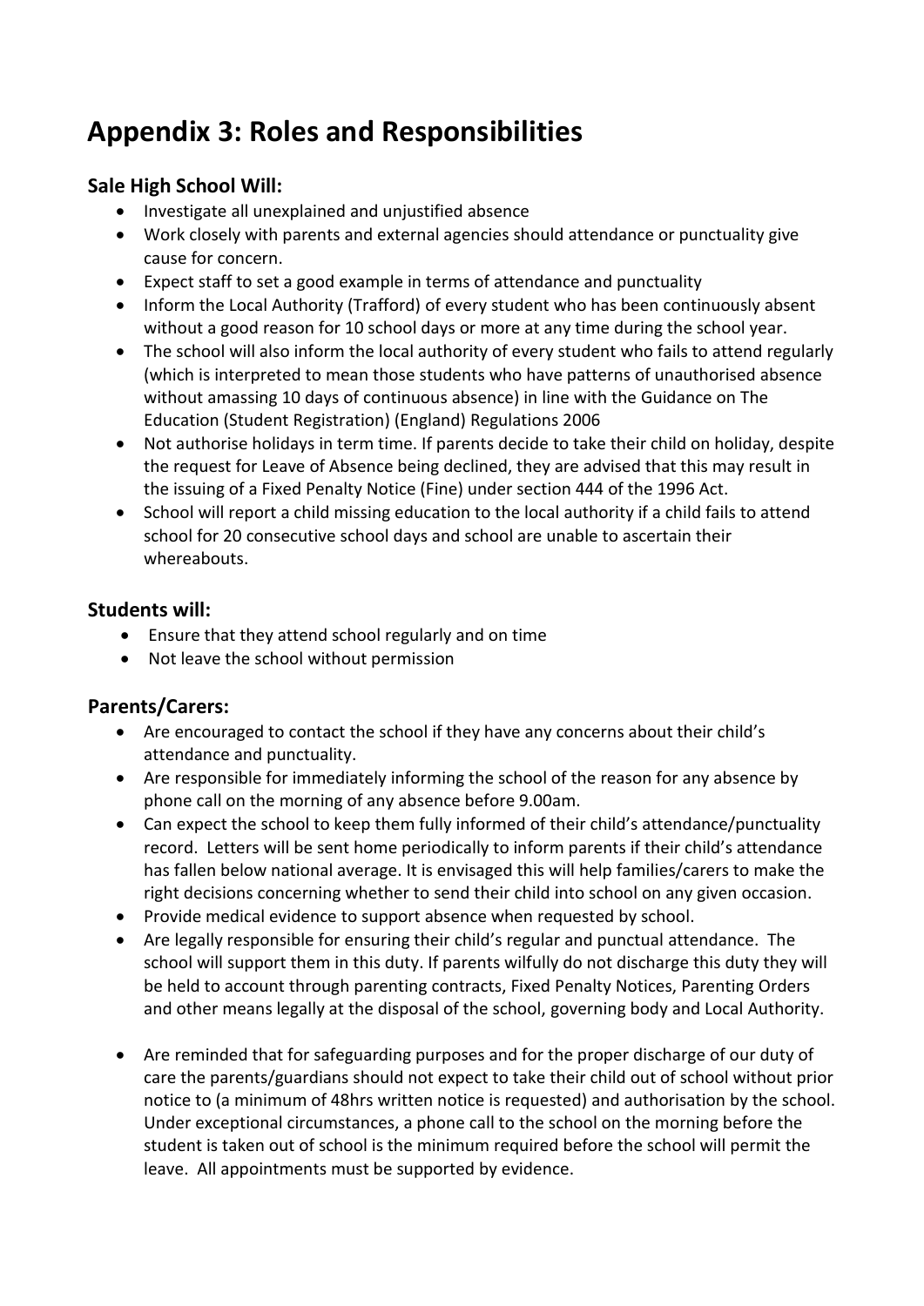# Appendix 3: Roles and Responsibilities

## Sale High School Will:

- Investigate all unexplained and unjustified absence
- Work closely with parents and external agencies should attendance or punctuality give cause for concern.
- Expect staff to set a good example in terms of attendance and punctuality
- Inform the Local Authority (Trafford) of every student who has been continuously absent without a good reason for 10 school days or more at any time during the school year.
- The school will also inform the local authority of every student who fails to attend regularly (which is interpreted to mean those students who have patterns of unauthorised absence without amassing 10 days of continuous absence) in line with the Guidance on The Education (Student Registration) (England) Regulations 2006
- Not authorise holidays in term time. If parents decide to take their child on holiday, despite the request for Leave of Absence being declined, they are advised that this may result in the issuing of a Fixed Penalty Notice (Fine) under section 444 of the 1996 Act.
- School will report a child missing education to the local authority if a child fails to attend school for 20 consecutive school days and school are unable to ascertain their whereabouts.

## Students will:

- Ensure that they attend school regularly and on time
- Not leave the school without permission

## Parents/Carers:

- Are encouraged to contact the school if they have any concerns about their child's attendance and punctuality.
- Are responsible for immediately informing the school of the reason for any absence by phone call on the morning of any absence before 9.00am.
- Can expect the school to keep them fully informed of their child's attendance/punctuality record. Letters will be sent home periodically to inform parents if their child's attendance has fallen below national average. It is envisaged this will help families/carers to make the right decisions concerning whether to send their child into school on any given occasion.
- Provide medical evidence to support absence when requested by school.
- Are legally responsible for ensuring their child's regular and punctual attendance. The school will support them in this duty. If parents wilfully do not discharge this duty they will be held to account through parenting contracts, Fixed Penalty Notices, Parenting Orders and other means legally at the disposal of the school, governing body and Local Authority.
- Are reminded that for safeguarding purposes and for the proper discharge of our duty of care the parents/guardians should not expect to take their child out of school without prior notice to (a minimum of 48hrs written notice is requested) and authorisation by the school. Under exceptional circumstances, a phone call to the school on the morning before the student is taken out of school is the minimum required before the school will permit the leave. All appointments must be supported by evidence.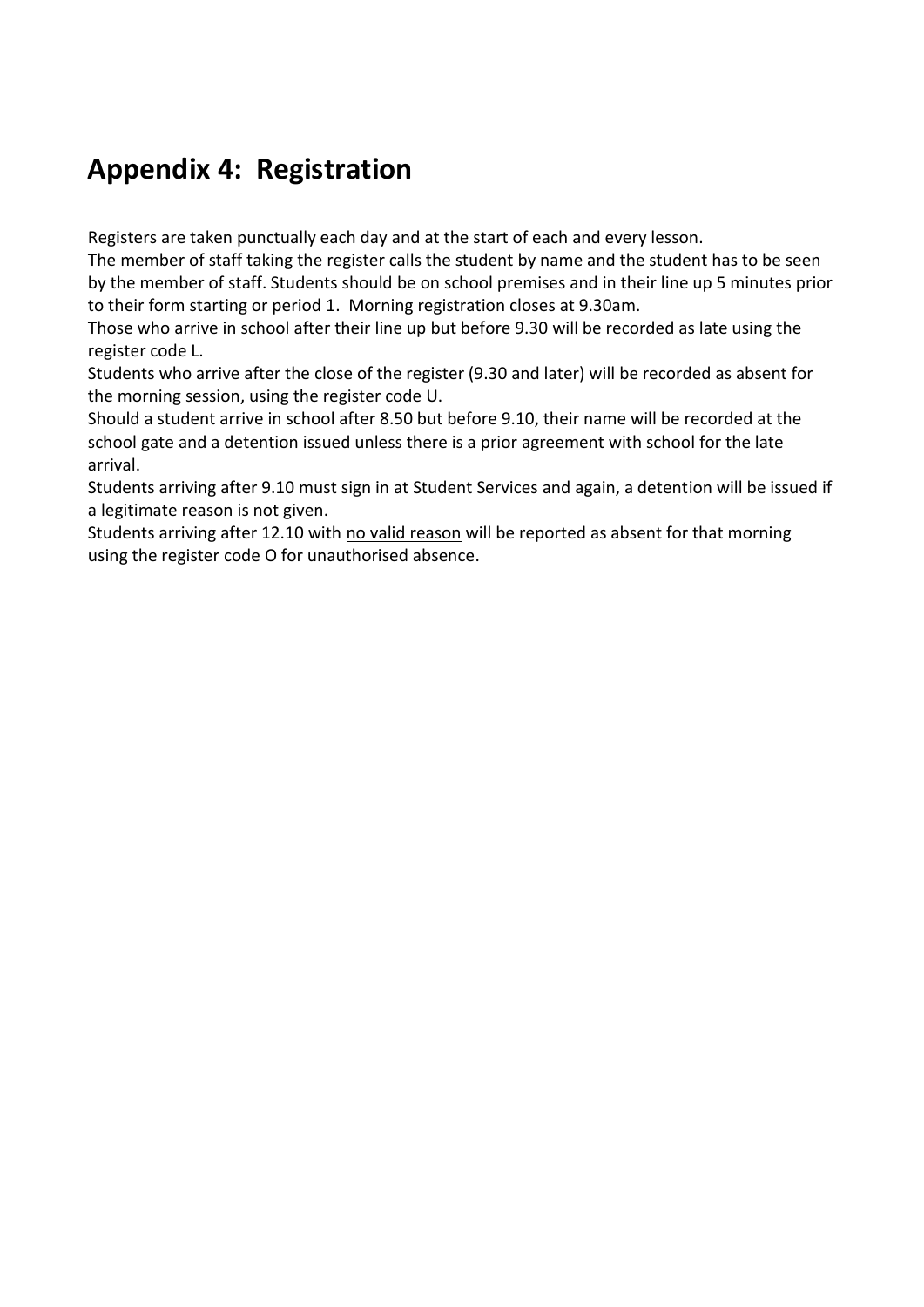# Appendix 4: Registration

Registers are taken punctually each day and at the start of each and every lesson.
The member of staff taking the register calls the student by name and the student has to be seen by the member of staff. Students should be on school premises and in their line up 5 minutes prior to their form starting or period 1. Morning registration closes at 9.30am.
Those who arrive in school after their line up but before 9.30 will be recorded as late using the register code L.
Students who arrive after the close of the register (9.30 and later) will be recorded as absent for the morning session, using the register code U.
Should a student arrive in school after 8.50 but before 9.10, their name will be recorded at the school gate and a detention issued unless there is a prior agreement with school for the late arrival.
Students arriving after 9.10 must sign in at Student Services and again, a detention will be issued if a legitimate reason is not given.
Students arriving after 12.10 with <u>no valid reason</u> will be reported as absent for that morning using the register code O for unauthorised absence.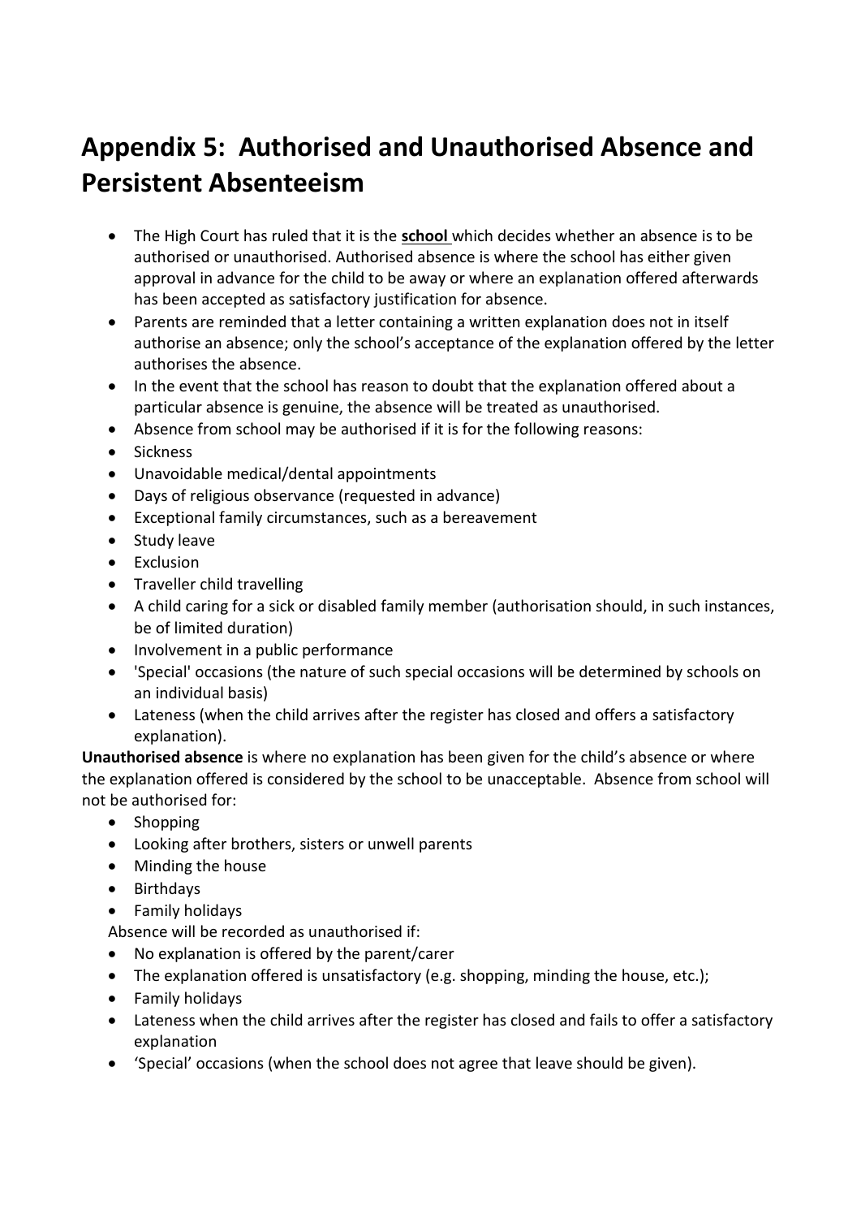# Appendix 5: Authorised and Unauthorised Absence and Persistent Absenteeism

- The High Court has ruled that it is the **school** which decides whether an absence is to be authorised or unauthorised. Authorised absence is where the school has either given approval in advance for the child to be away or where an explanation offered afterwards has been accepted as satisfactory justification for absence.
- Parents are reminded that a letter containing a written explanation does not in itself authorise an absence; only the school's acceptance of the explanation offered by the letter authorises the absence.
- In the event that the school has reason to doubt that the explanation offered about a particular absence is genuine, the absence will be treated as unauthorised.
- Absence from school may be authorised if it is for the following reasons:
- Sickness
- Unavoidable medical/dental appointments
- Days of religious observance (requested in advance)
- Exceptional family circumstances, such as a bereavement
- Study leave
- Exclusion
- Traveller child travelling
- A child caring for a sick or disabled family member (authorisation should, in such instances, be of limited duration)
- Involvement in a public performance
- 'Special' occasions (the nature of such special occasions will be determined by schools on an individual basis)
- Lateness (when the child arrives after the register has closed and offers a satisfactory explanation).

**Unauthorised absence** is where no explanation has been given for the child's absence or where the explanation offered is considered by the school to be unacceptable. Absence from school will not be authorised for:

- Shopping
- Looking after brothers, sisters or unwell parents
- Minding the house
- Birthdays
- Family holidays

Absence will be recorded as unauthorised if:

- No explanation is offered by the parent/carer
- The explanation offered is unsatisfactory (e.g. shopping, minding the house, etc.);
- Family holidays
- Lateness when the child arrives after the register has closed and fails to offer a satisfactory explanation
- 'Special' occasions (when the school does not agree that leave should be given).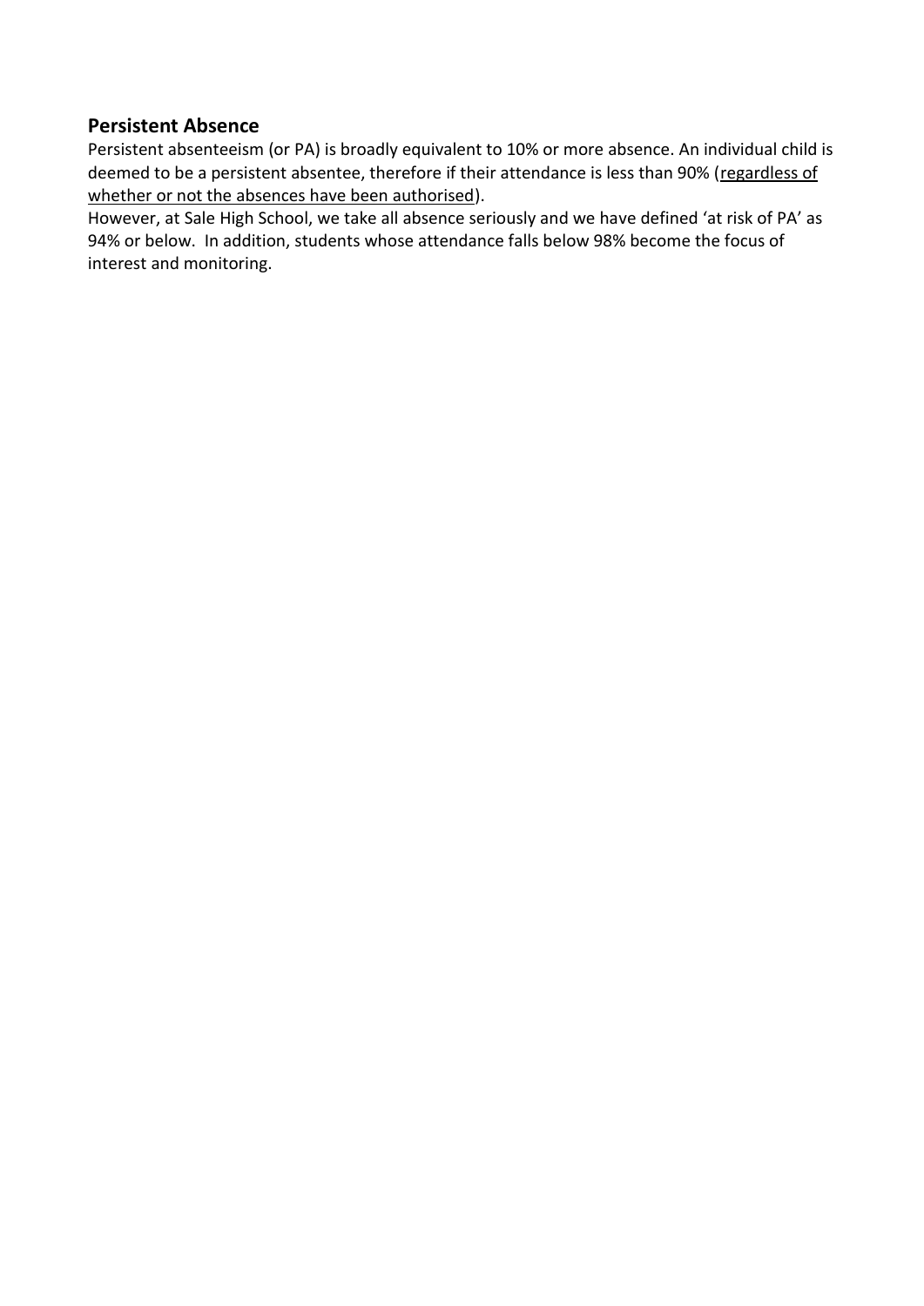## Persistent Absence

Persistent absenteeism (or PA) is broadly equivalent to 10% or more absence. An individual child is deemed to be a persistent absentee, therefore if their attendance is less than 90% (<u>regardless of whether or not the absences have been authorised</u>).

However, at Sale High School, we take all absence seriously and we have defined 'at risk of PA' as 94% or below. In addition, students whose attendance falls below 98% become the focus of interest and monitoring.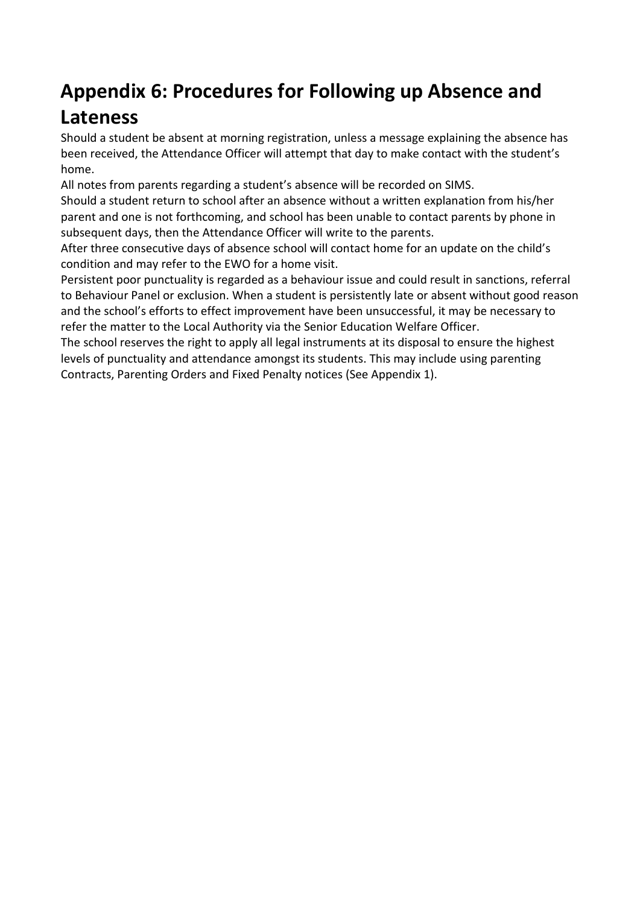# Appendix 6: Procedures for Following up Absence and Lateness

Should a student be absent at morning registration, unless a message explaining the absence has been received, the Attendance Officer will attempt that day to make contact with the student's home.

All notes from parents regarding a student's absence will be recorded on SIMS.

Should a student return to school after an absence without a written explanation from his/her parent and one is not forthcoming, and school has been unable to contact parents by phone in subsequent days, then the Attendance Officer will write to the parents.

After three consecutive days of absence school will contact home for an update on the child's condition and may refer to the EWO for a home visit.

Persistent poor punctuality is regarded as a behaviour issue and could result in sanctions, referral to Behaviour Panel or exclusion. When a student is persistently late or absent without good reason and the school's efforts to effect improvement have been unsuccessful, it may be necessary to refer the matter to the Local Authority via the Senior Education Welfare Officer.

The school reserves the right to apply all legal instruments at its disposal to ensure the highest levels of punctuality and attendance amongst its students. This may include using parenting Contracts, Parenting Orders and Fixed Penalty notices (See Appendix 1).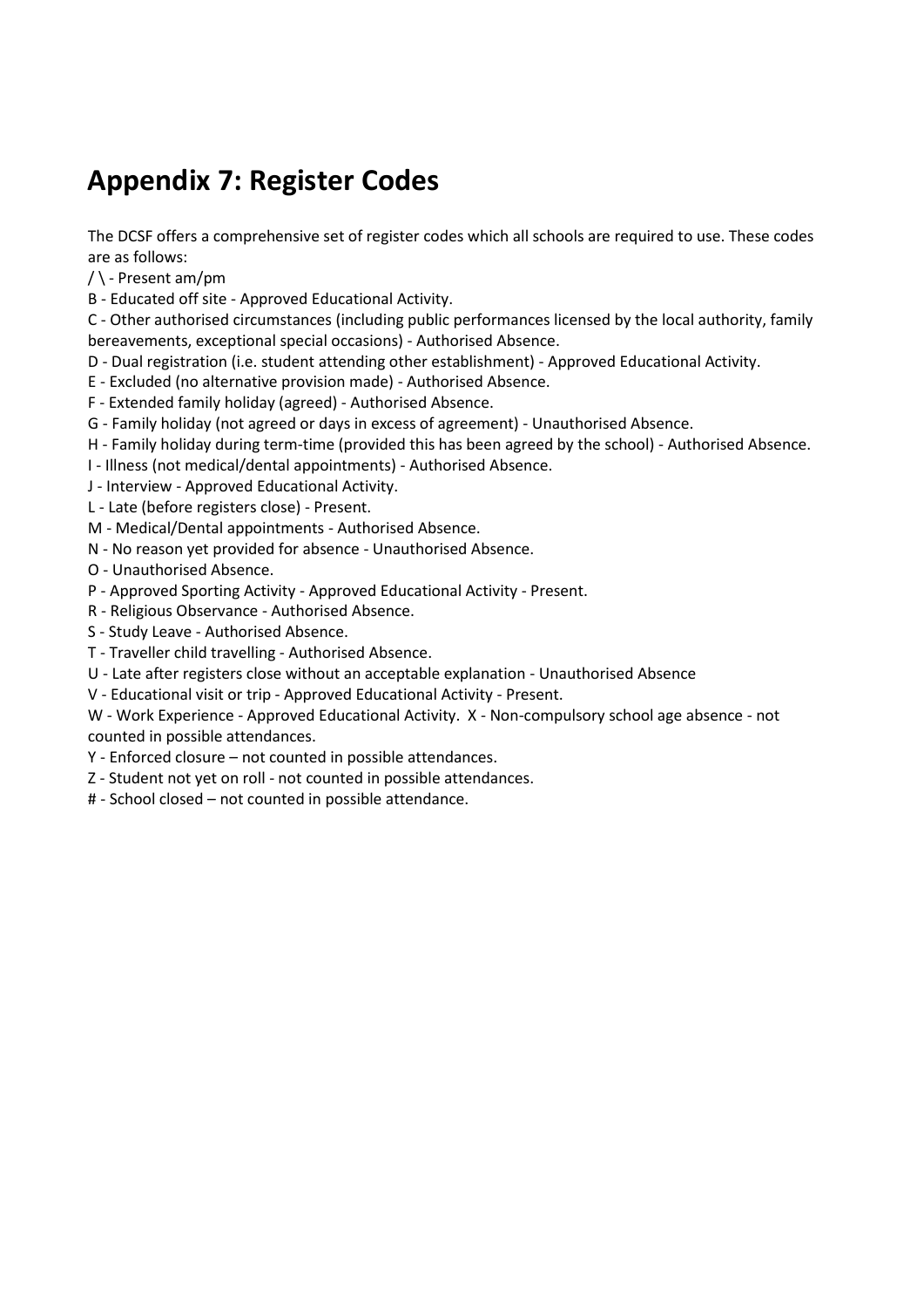## Appendix 7: Register Codes

The DCSF offers a comprehensive set of register codes which all schools are required to use. These codes are as follows:

/ \ - Present am/pm

B - Educated off site - Approved Educational Activity.

C - Other authorised circumstances (including public performances licensed by the local authority, family bereavements, exceptional special occasions) - Authorised Absence.

D - Dual registration (i.e. student attending other establishment) - Approved Educational Activity.

E - Excluded (no alternative provision made) - Authorised Absence.

F - Extended family holiday (agreed) - Authorised Absence.

G - Family holiday (not agreed or days in excess of agreement) - Unauthorised Absence.

H - Family holiday during term-time (provided this has been agreed by the school) - Authorised Absence.

I - Illness (not medical/dental appointments) - Authorised Absence.

J - Interview - Approved Educational Activity.

L - Late (before registers close) - Present.

M - Medical/Dental appointments - Authorised Absence.

N - No reason yet provided for absence - Unauthorised Absence.

O - Unauthorised Absence.

P - Approved Sporting Activity - Approved Educational Activity - Present.

R - Religious Observance - Authorised Absence.

S - Study Leave - Authorised Absence.

T - Traveller child travelling - Authorised Absence.

U - Late after registers close without an acceptable explanation - Unauthorised Absence

V - Educational visit or trip - Approved Educational Activity - Present.

W - Work Experience - Approved Educational Activity.  X - Non-compulsory school age absence - not counted in possible attendances.

Y - Enforced closure – not counted in possible attendances.

Z - Student not yet on roll - not counted in possible attendances.

# - School closed – not counted in possible attendance.